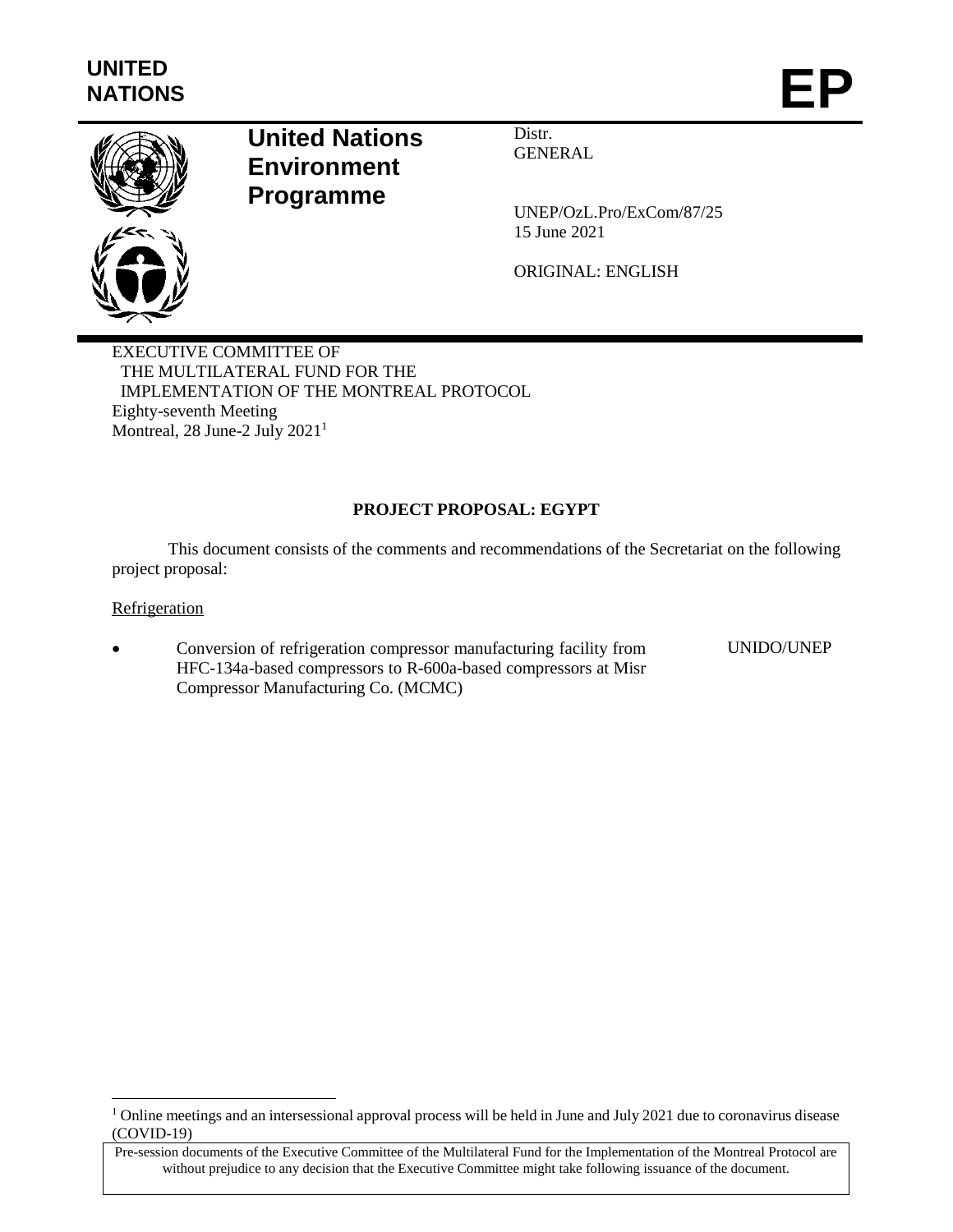UNITED NATIONS

# EP

**United Nations Environment Programme**

Distr.
GENERAL

UNEP/OzL.Pro/ExCom/87/25
15 June 2021

ORIGINAL: ENGLISH

EXECUTIVE COMMITTEE OF
THE MULTILATERAL FUND FOR THE
IMPLEMENTATION OF THE MONTREAL PROTOCOL
Eighty-seventh Meeting
Montreal, 28 June-2 July 2021[1]

## PROJECT PROPOSAL: EGYPT

This document consists of the comments and recommendations of the Secretariat on the following project proposal:

Refrigeration

- Conversion of refrigeration compressor manufacturing facility from HFC-134a-based compressors to R-600a-based compressors at Misr Compressor Manufacturing Co. (MCMC) — UNIDO/UNEP

[1] Online meetings and an intersessional approval process will be held in June and July 2021 due to coronavirus disease (COVID-19)

Pre-session documents of the Executive Committee of the Multilateral Fund for the Implementation of the Montreal Protocol are without prejudice to any decision that the Executive Committee might take following issuance of the document.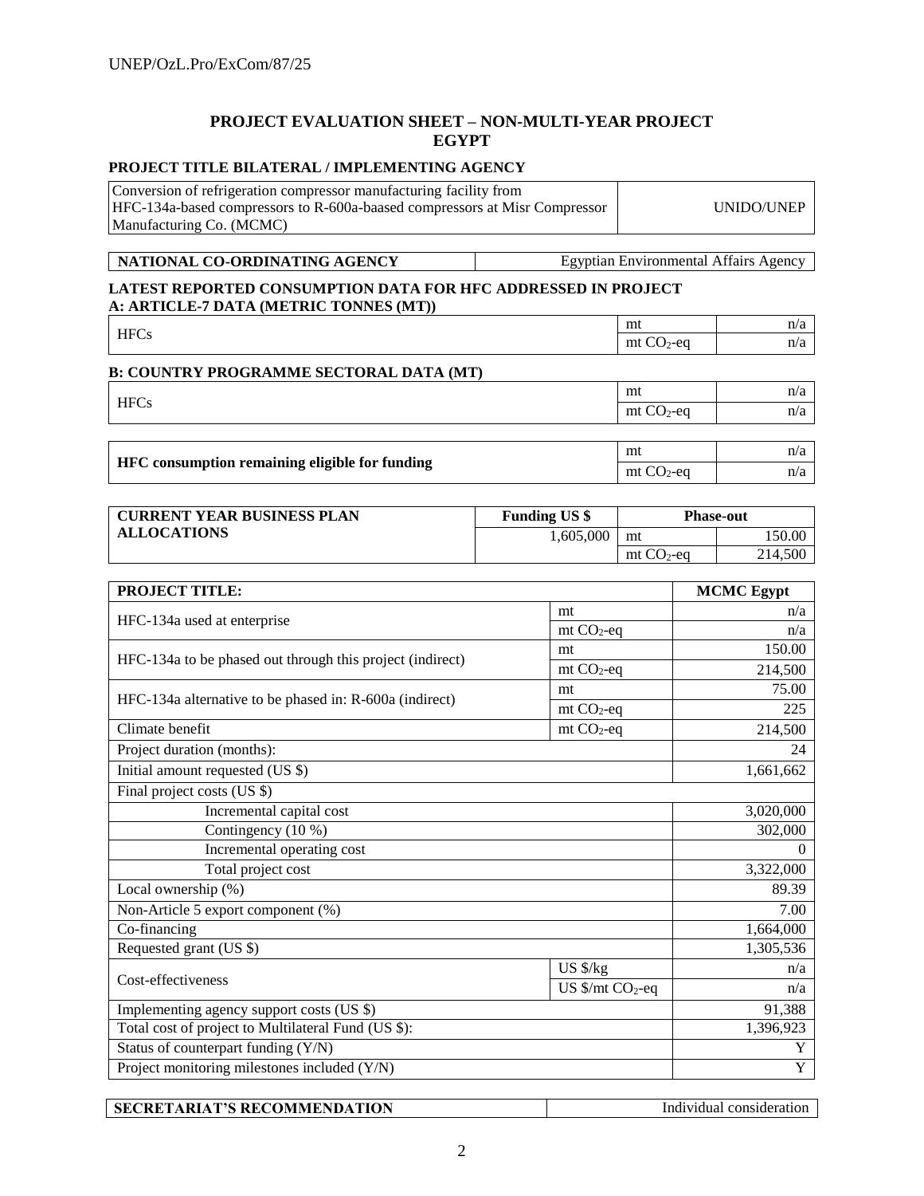# PROJECT EVALUATION SHEET – NON-MULTI-YEAR PROJECT
# EGYPT

**PROJECT TITLE BILATERAL / IMPLEMENTING AGENCY**

| | |
|---|---|
| Conversion of refrigeration compressor manufacturing facility from HFC-134a-based compressors to R-600a-baased compressors at Misr Compressor Manufacturing Co. (MCMC) | UNIDO/UNEP |

| | |
|---|---|
| **NATIONAL CO-ORDINATING AGENCY** | Egyptian Environmental Affairs Agency |

**LATEST REPORTED CONSUMPTION DATA FOR HFC ADDRESSED IN PROJECT**
**A: ARTICLE-7 DATA (METRIC TONNES (MT))**

| | | |
|---|---|---|
| HFCs | mt | n/a |
| | mt $CO_2$-eq | n/a |

**B: COUNTRY PROGRAMME SECTORAL DATA (MT)**

| | | |
|---|---|---|
| HFCs | mt | n/a |
| | mt $CO_2$-eq | n/a |

| | | |
|---|---|---|
| **HFC consumption remaining eligible for funding** | mt | n/a |
| | mt $CO_2$-eq | n/a |

| **CURRENT YEAR BUSINESS PLAN ALLOCATIONS** | **Funding US $** | **Phase-out** | |
|---|---|---|---|
| | 1,605,000 | mt | 150.00 |
| | | mt $CO_2$-eq | 214,500 |

| **PROJECT TITLE:** | | **MCMC Egypt** |
|---|---|---|
| HFC-134a used at enterprise | mt | n/a |
| | mt $CO_2$-eq | n/a |
| HFC-134a to be phased out through this project (indirect) | mt | 150.00 |
| | mt $CO_2$-eq | 214,500 |
| HFC-134a alternative to be phased in: R-600a (indirect) | mt | 75.00 |
| | mt $CO_2$-eq | 225 |
| Climate benefit | mt $CO_2$-eq | 214,500 |
| Project duration (months): | | 24 |
| Initial amount requested (US $) | | 1,661,662 |
| Final project costs (US $) | | |
| Incremental capital cost | | 3,020,000 |
| Contingency (10 %) | | 302,000 |
| Incremental operating cost | | 0 |
| Total project cost | | 3,322,000 |
| Local ownership (%) | | 89.39 |
| Non-Article 5 export component (%) | | 7.00 |
| Co-financing | | 1,664,000 |
| Requested grant (US $) | | 1,305,536 |
| Cost-effectiveness | US $/kg | n/a |
| | US $/mt $CO_2$-eq | n/a |
| Implementing agency support costs (US $) | | 91,388 |
| Total cost of project to Multilateral Fund (US $): | | 1,396,923 |
| Status of counterpart funding (Y/N) | | Y |
| Project monitoring milestones included (Y/N) | | Y |

| | |
|---|---|
| **SECRETARIAT'S RECOMMENDATION** | Individual consideration |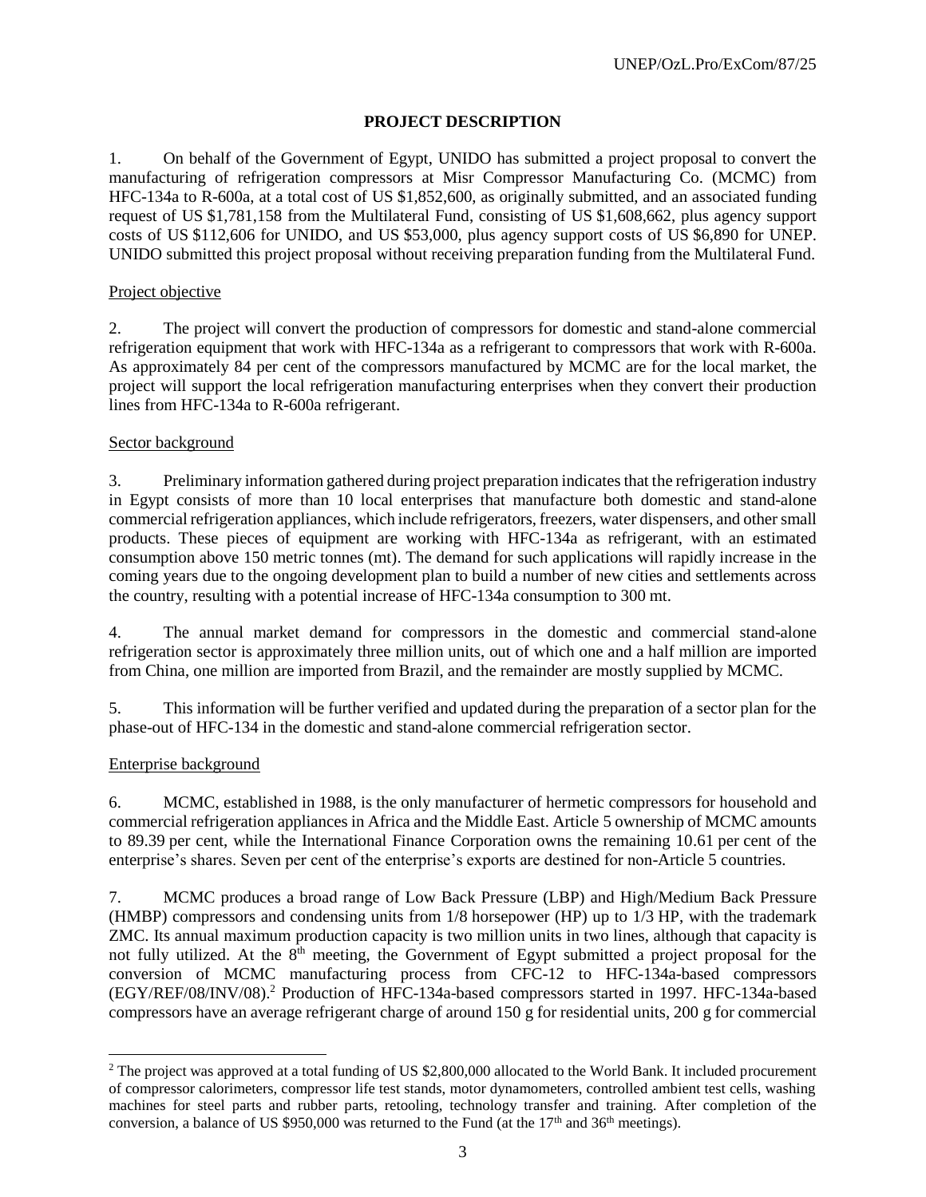## PROJECT DESCRIPTION

1. On behalf of the Government of Egypt, UNIDO has submitted a project proposal to convert the manufacturing of refrigeration compressors at Misr Compressor Manufacturing Co. (MCMC) from HFC-134a to R-600a, at a total cost of US $1,852,600, as originally submitted, and an associated funding request of US $1,781,158 from the Multilateral Fund, consisting of US $1,608,662, plus agency support costs of US $112,606 for UNIDO, and US $53,000, plus agency support costs of US $6,890 for UNEP. UNIDO submitted this project proposal without receiving preparation funding from the Multilateral Fund.

### Project objective

2. The project will convert the production of compressors for domestic and stand-alone commercial refrigeration equipment that work with HFC-134a as a refrigerant to compressors that work with R-600a. As approximately 84 per cent of the compressors manufactured by MCMC are for the local market, the project will support the local refrigeration manufacturing enterprises when they convert their production lines from HFC-134a to R-600a refrigerant.

### Sector background

3. Preliminary information gathered during project preparation indicates that the refrigeration industry in Egypt consists of more than 10 local enterprises that manufacture both domestic and stand-alone commercial refrigeration appliances, which include refrigerators, freezers, water dispensers, and other small products. These pieces of equipment are working with HFC-134a as refrigerant, with an estimated consumption above 150 metric tonnes (mt). The demand for such applications will rapidly increase in the coming years due to the ongoing development plan to build a number of new cities and settlements across the country, resulting with a potential increase of HFC-134a consumption to 300 mt.

4. The annual market demand for compressors in the domestic and commercial stand-alone refrigeration sector is approximately three million units, out of which one and a half million are imported from China, one million are imported from Brazil, and the remainder are mostly supplied by MCMC.

5. This information will be further verified and updated during the preparation of a sector plan for the phase-out of HFC-134 in the domestic and stand-alone commercial refrigeration sector.

### Enterprise background

6. MCMC, established in 1988, is the only manufacturer of hermetic compressors for household and commercial refrigeration appliances in Africa and the Middle East. Article 5 ownership of MCMC amounts to 89.39 per cent, while the International Finance Corporation owns the remaining 10.61 per cent of the enterprise's shares. Seven per cent of the enterprise's exports are destined for non-Article 5 countries.

7. MCMC produces a broad range of Low Back Pressure (LBP) and High/Medium Back Pressure (HMBP) compressors and condensing units from 1/8 horsepower (HP) up to 1/3 HP, with the trademark ZMC. Its annual maximum production capacity is two million units in two lines, although that capacity is not fully utilized. At the 8th meeting, the Government of Egypt submitted a project proposal for the conversion of MCMC manufacturing process from CFC-12 to HFC-134a-based compressors (EGY/REF/08/INV/08).[2] Production of HFC-134a-based compressors started in 1997. HFC-134a-based compressors have an average refrigerant charge of around 150 g for residential units, 200 g for commercial

---

[2] The project was approved at a total funding of US $2,800,000 allocated to the World Bank. It included procurement of compressor calorimeters, compressor life test stands, motor dynamometers, controlled ambient test cells, washing machines for steel parts and rubber parts, retooling, technology transfer and training. After completion of the conversion, a balance of US $950,000 was returned to the Fund (at the 17th and 36th meetings).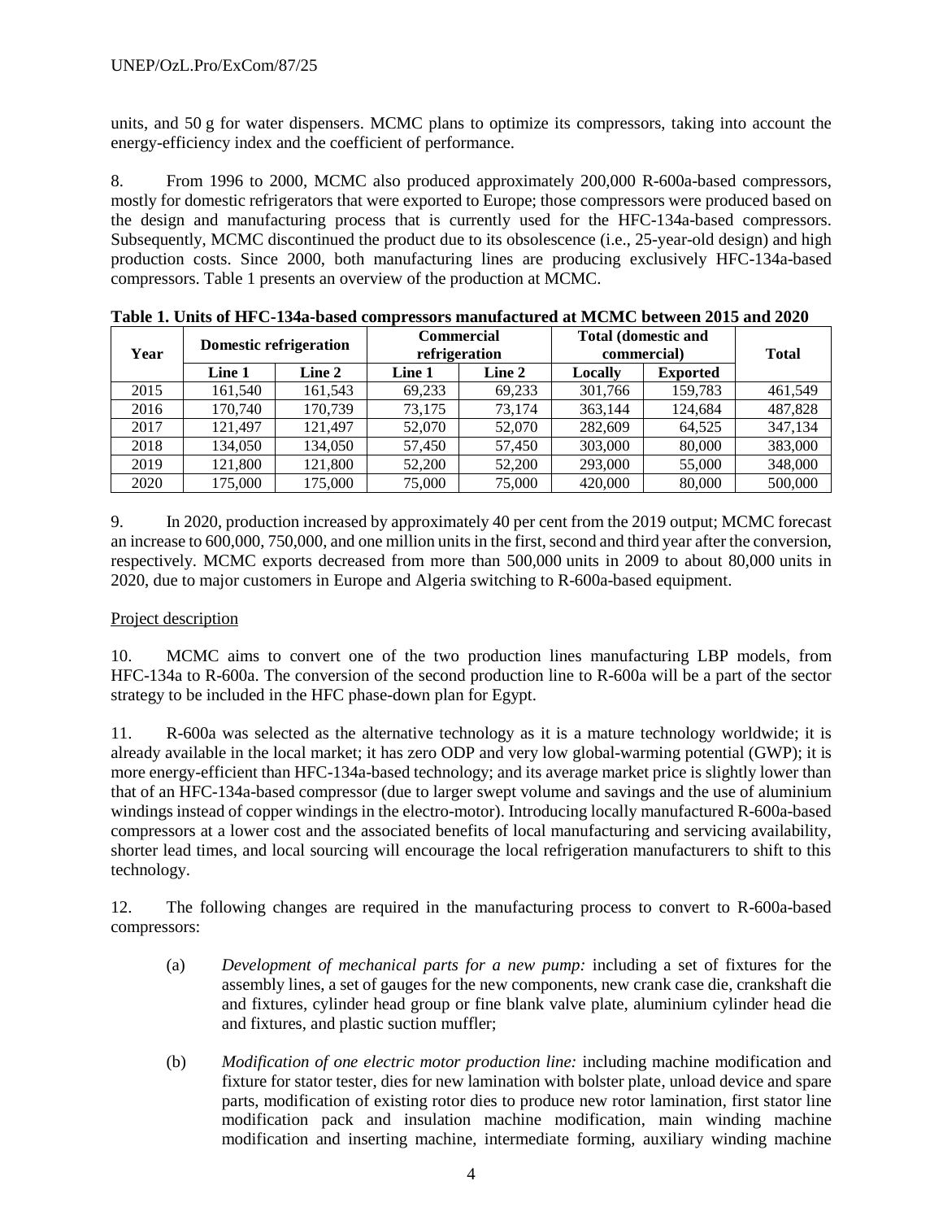units, and 50 g for water dispensers. MCMC plans to optimize its compressors, taking into account the energy-efficiency index and the coefficient of performance.

8. From 1996 to 2000, MCMC also produced approximately 200,000 R-600a-based compressors, mostly for domestic refrigerators that were exported to Europe; those compressors were produced based on the design and manufacturing process that is currently used for the HFC-134a-based compressors. Subsequently, MCMC discontinued the product due to its obsolescence (i.e., 25-year-old design) and high production costs. Since 2000, both manufacturing lines are producing exclusively HFC-134a-based compressors. Table 1 presents an overview of the production at MCMC.

**Table 1. Units of HFC-134a-based compressors manufactured at MCMC between 2015 and 2020**

| Year | Domestic refrigeration | | Commercial refrigeration | | Total (domestic and commercial) | | Total |
|---|---|---|---|---|---|---|---|
| | Line 1 | Line 2 | Line 1 | Line 2 | Locally | Exported | |
| 2015 | 161,540 | 161,543 | 69,233 | 69,233 | 301,766 | 159,783 | 461,549 |
| 2016 | 170,740 | 170,739 | 73,175 | 73,174 | 363,144 | 124,684 | 487,828 |
| 2017 | 121,497 | 121,497 | 52,070 | 52,070 | 282,609 | 64,525 | 347,134 |
| 2018 | 134,050 | 134,050 | 57,450 | 57,450 | 303,000 | 80,000 | 383,000 |
| 2019 | 121,800 | 121,800 | 52,200 | 52,200 | 293,000 | 55,000 | 348,000 |
| 2020 | 175,000 | 175,000 | 75,000 | 75,000 | 420,000 | 80,000 | 500,000 |

9. In 2020, production increased by approximately 40 per cent from the 2019 output; MCMC forecast an increase to 600,000, 750,000, and one million units in the first, second and third year after the conversion, respectively. MCMC exports decreased from more than 500,000 units in 2009 to about 80,000 units in 2020, due to major customers in Europe and Algeria switching to R-600a-based equipment.

Project description

10. MCMC aims to convert one of the two production lines manufacturing LBP models, from HFC-134a to R-600a. The conversion of the second production line to R-600a will be a part of the sector strategy to be included in the HFC phase-down plan for Egypt.

11. R-600a was selected as the alternative technology as it is a mature technology worldwide; it is already available in the local market; it has zero ODP and very low global-warming potential (GWP); it is more energy-efficient than HFC-134a-based technology; and its average market price is slightly lower than that of an HFC-134a-based compressor (due to larger swept volume and savings and the use of aluminium windings instead of copper windings in the electro-motor). Introducing locally manufactured R-600a-based compressors at a lower cost and the associated benefits of local manufacturing and servicing availability, shorter lead times, and local sourcing will encourage the local refrigeration manufacturers to shift to this technology.

12. The following changes are required in the manufacturing process to convert to R-600a-based compressors:

(a) *Development of mechanical parts for a new pump:* including a set of fixtures for the assembly lines, a set of gauges for the new components, new crank case die, crankshaft die and fixtures, cylinder head group or fine blank valve plate, aluminium cylinder head die and fixtures, and plastic suction muffler;

(b) *Modification of one electric motor production line:* including machine modification and fixture for stator tester, dies for new lamination with bolster plate, unload device and spare parts, modification of existing rotor dies to produce new rotor lamination, first stator line modification pack and insulation machine modification, main winding machine modification and inserting machine, intermediate forming, auxiliary winding machine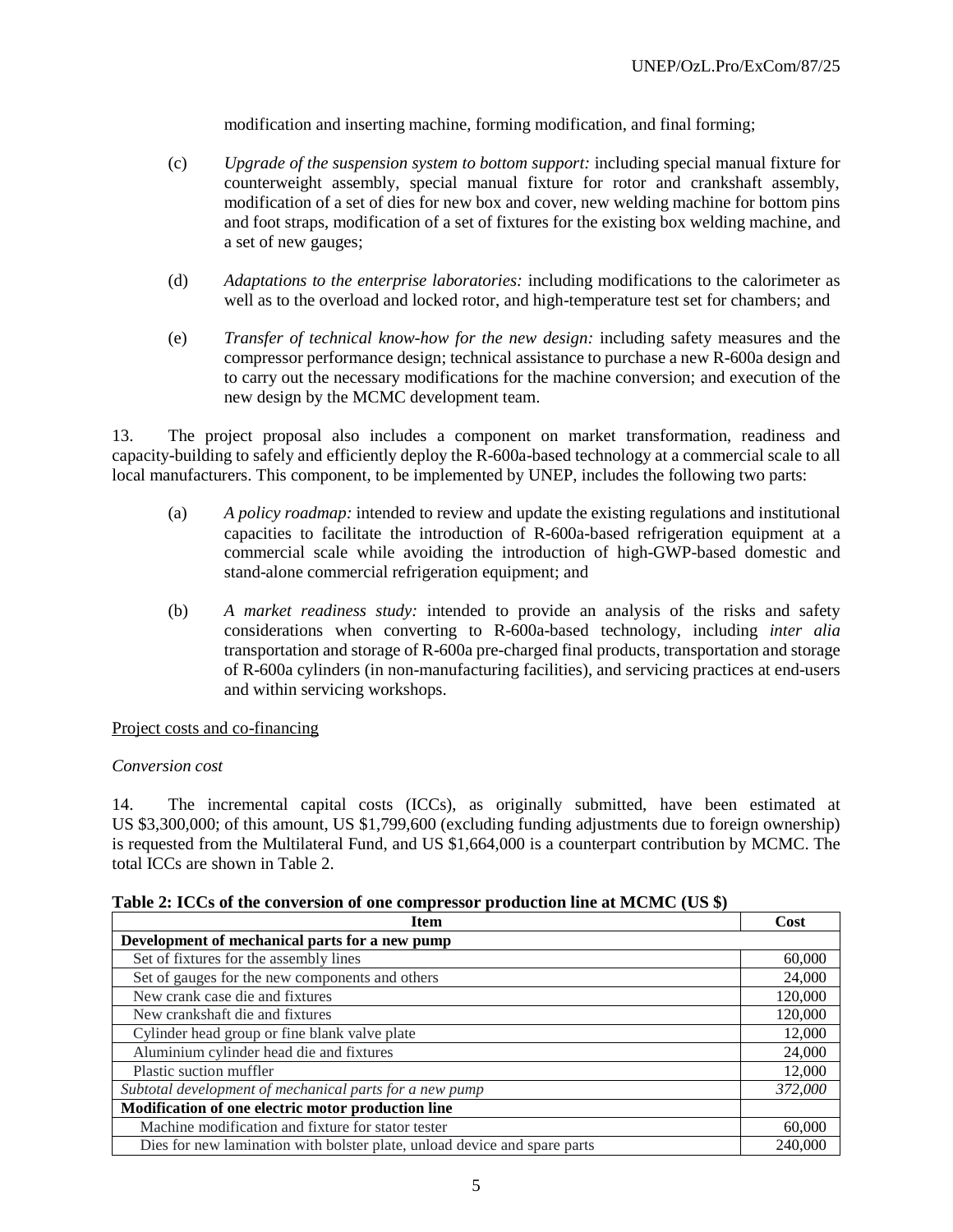modification and inserting machine, forming modification, and final forming;

(c) *Upgrade of the suspension system to bottom support:* including special manual fixture for counterweight assembly, special manual fixture for rotor and crankshaft assembly, modification of a set of dies for new box and cover, new welding machine for bottom pins and foot straps, modification of a set of fixtures for the existing box welding machine, and a set of new gauges;

(d) *Adaptations to the enterprise laboratories:* including modifications to the calorimeter as well as to the overload and locked rotor, and high-temperature test set for chambers; and

(e) *Transfer of technical know-how for the new design:* including safety measures and the compressor performance design; technical assistance to purchase a new R-600a design and to carry out the necessary modifications for the machine conversion; and execution of the new design by the MCMC development team.

13. The project proposal also includes a component on market transformation, readiness and capacity-building to safely and efficiently deploy the R-600a-based technology at a commercial scale to all local manufacturers. This component, to be implemented by UNEP, includes the following two parts:

(a) *A policy roadmap:* intended to review and update the existing regulations and institutional capacities to facilitate the introduction of R-600a-based refrigeration equipment at a commercial scale while avoiding the introduction of high-GWP-based domestic and stand-alone commercial refrigeration equipment; and

(b) *A market readiness study:* intended to provide an analysis of the risks and safety considerations when converting to R-600a-based technology, including *inter alia* transportation and storage of R-600a pre-charged final products, transportation and storage of R-600a cylinders (in non-manufacturing facilities), and servicing practices at end-users and within servicing workshops.

Project costs and co-financing

*Conversion cost*

14. The incremental capital costs (ICCs), as originally submitted, have been estimated at US $3,300,000; of this amount, US $1,799,600 (excluding funding adjustments due to foreign ownership) is requested from the Multilateral Fund, and US $1,664,000 is a counterpart contribution by MCMC. The total ICCs are shown in Table 2.

**Table 2: ICCs of the conversion of one compressor production line at MCMC (US $)**

| Item | Cost |
|---|---|
| **Development of mechanical parts for a new pump** | |
| Set of fixtures for the assembly lines | 60,000 |
| Set of gauges for the new components and others | 24,000 |
| New crank case die and fixtures | 120,000 |
| New crankshaft die and fixtures | 120,000 |
| Cylinder head group or fine blank valve plate | 12,000 |
| Aluminium cylinder head die and fixtures | 24,000 |
| Plastic suction muffler | 12,000 |
| *Subtotal development of mechanical parts for a new pump* | *372,000* |
| **Modification of one electric motor production line** | |
| Machine modification and fixture for stator tester | 60,000 |
| Dies for new lamination with bolster plate, unload device and spare parts | 240,000 |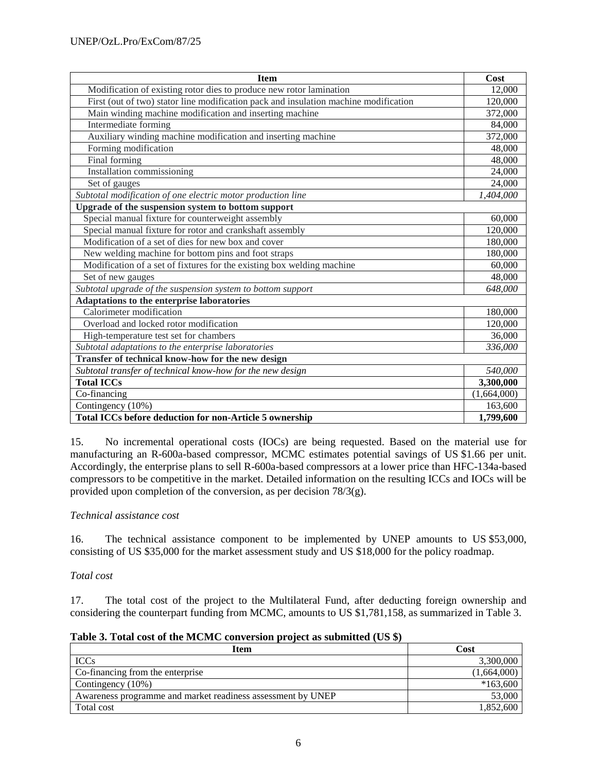| Item | Cost |
|---|---|
| Modification of existing rotor dies to produce new rotor lamination | 12,000 |
| First (out of two) stator line modification pack and insulation machine modification | 120,000 |
| Main winding machine modification and inserting machine | 372,000 |
| Intermediate forming | 84,000 |
| Auxiliary winding machine modification and inserting machine | 372,000 |
| Forming modification | 48,000 |
| Final forming | 48,000 |
| Installation commissioning | 24,000 |
| Set of gauges | 24,000 |
| *Subtotal modification of one electric motor production line* | *1,404,000* |
| **Upgrade of the suspension system to bottom support** | |
| Special manual fixture for counterweight assembly | 60,000 |
| Special manual fixture for rotor and crankshaft assembly | 120,000 |
| Modification of a set of dies for new box and cover | 180,000 |
| New welding machine for bottom pins and foot straps | 180,000 |
| Modification of a set of fixtures for the existing box welding machine | 60,000 |
| Set of new gauges | 48,000 |
| *Subtotal upgrade of the suspension system to bottom support* | *648,000* |
| **Adaptations to the enterprise laboratories** | |
| Calorimeter modification | 180,000 |
| Overload and locked rotor modification | 120,000 |
| High-temperature test set for chambers | 36,000 |
| *Subtotal adaptations to the enterprise laboratories* | *336,000* |
| **Transfer of technical know-how for the new design** | |
| *Subtotal transfer of technical know-how for the new design* | *540,000* |
| **Total ICCs** | **3,300,000** |
| Co-financing | (1,664,000) |
| Contingency (10%) | 163,600 |
| **Total ICCs before deduction for non-Article 5 ownership** | **1,799,600** |

15. No incremental operational costs (IOCs) are being requested. Based on the material use for manufacturing an R-600a-based compressor, MCMC estimates potential savings of US $1.66 per unit. Accordingly, the enterprise plans to sell R-600a-based compressors at a lower price than HFC-134a-based compressors to be competitive in the market. Detailed information on the resulting ICCs and IOCs will be provided upon completion of the conversion, as per decision 78/3(g).

*Technical assistance cost*

16. The technical assistance component to be implemented by UNEP amounts to US $53,000, consisting of US $35,000 for the market assessment study and US $18,000 for the policy roadmap.

*Total cost*

17. The total cost of the project to the Multilateral Fund, after deducting foreign ownership and considering the counterpart funding from MCMC, amounts to US $1,781,158, as summarized in Table 3.

**Table 3. Total cost of the MCMC conversion project as submitted (US $)**

| Item | Cost |
|---|---|
| ICCs | 3,300,000 |
| Co-financing from the enterprise | (1,664,000) |
| Contingency (10%) | *163,600 |
| Awareness programme and market readiness assessment by UNEP | 53,000 |
| Total cost | 1,852,600 |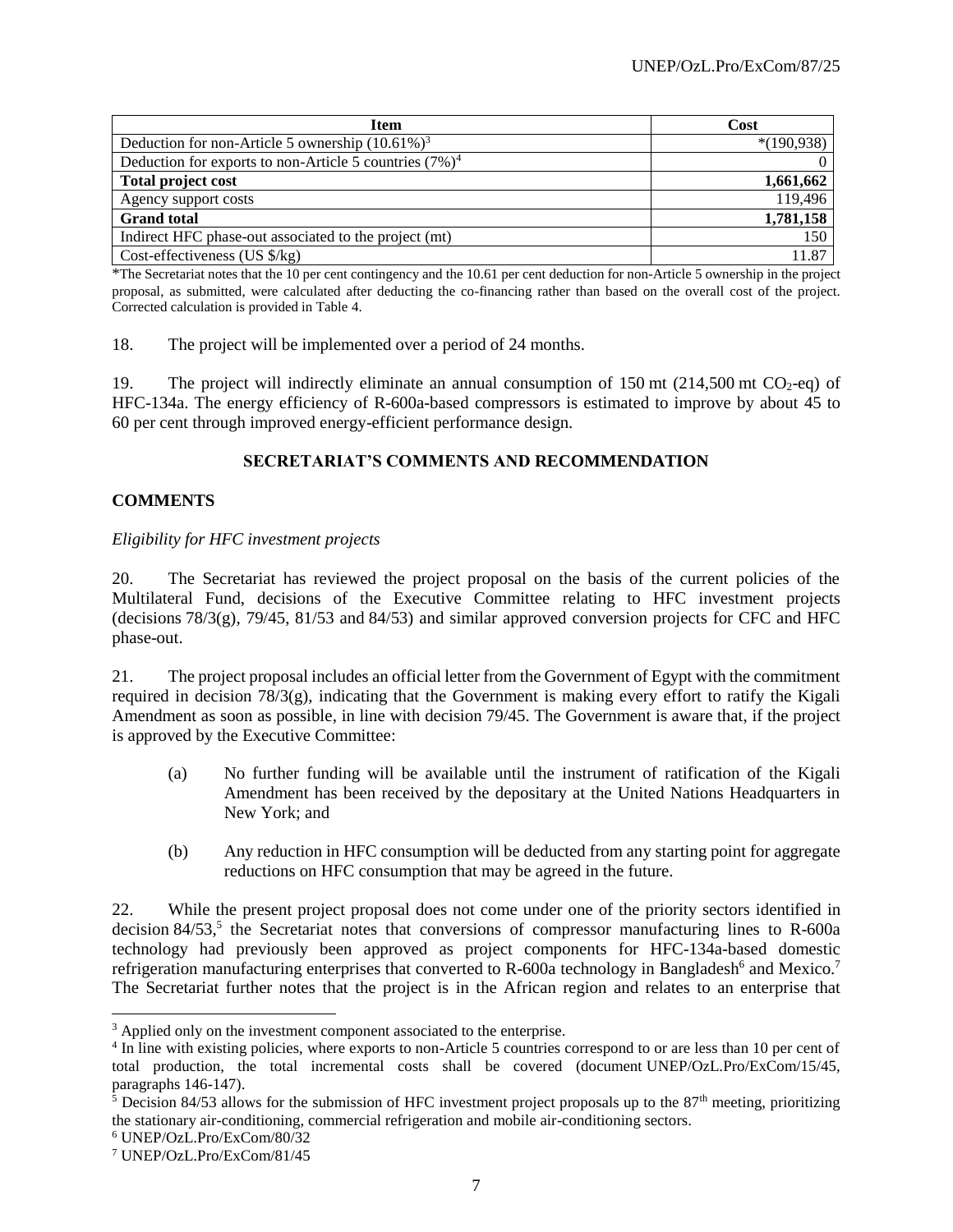| Item | Cost |
| --- | --- |
| Deduction for non-Article 5 ownership (10.61%)[3] | *(190,938) |
| Deduction for exports to non-Article 5 countries (7%)[4] | 0 |
| **Total project cost** | **1,661,662** |
| Agency support costs | 119,496 |
| **Grand total** | **1,781,158** |
| Indirect HFC phase-out associated to the project (mt) | 150 |
| Cost-effectiveness (US $/kg) | 11.87 |

*The Secretariat notes that the 10 per cent contingency and the 10.61 per cent deduction for non-Article 5 ownership in the project proposal, as submitted, were calculated after deducting the co-financing rather than based on the overall cost of the project. Corrected calculation is provided in Table 4.

18. The project will be implemented over a period of 24 months.

19. The project will indirectly eliminate an annual consumption of 150 mt (214,500 mt $CO_2$-eq) of HFC-134a. The energy efficiency of R-600a-based compressors is estimated to improve by about 45 to 60 per cent through improved energy-efficient performance design.

## SECRETARIAT'S COMMENTS AND RECOMMENDATION

### COMMENTS

*Eligibility for HFC investment projects*

20. The Secretariat has reviewed the project proposal on the basis of the current policies of the Multilateral Fund, decisions of the Executive Committee relating to HFC investment projects (decisions 78/3(g), 79/45, 81/53 and 84/53) and similar approved conversion projects for CFC and HFC phase-out.

21. The project proposal includes an official letter from the Government of Egypt with the commitment required in decision 78/3(g), indicating that the Government is making every effort to ratify the Kigali Amendment as soon as possible, in line with decision 79/45. The Government is aware that, if the project is approved by the Executive Committee:

(a) No further funding will be available until the instrument of ratification of the Kigali Amendment has been received by the depositary at the United Nations Headquarters in New York; and

(b) Any reduction in HFC consumption will be deducted from any starting point for aggregate reductions on HFC consumption that may be agreed in the future.

22. While the present project proposal does not come under one of the priority sectors identified in decision 84/53,[5] the Secretariat notes that conversions of compressor manufacturing lines to R-600a technology had previously been approved as project components for HFC-134a-based domestic refrigeration manufacturing enterprises that converted to R-600a technology in Bangladesh[6] and Mexico.[7] The Secretariat further notes that the project is in the African region and relates to an enterprise that

---

[3] Applied only on the investment component associated to the enterprise.

[4] In line with existing policies, where exports to non-Article 5 countries correspond to or are less than 10 per cent of total production, the total incremental costs shall be covered (document UNEP/OzL.Pro/ExCom/15/45, paragraphs 146-147).

[5] Decision 84/53 allows for the submission of HFC investment project proposals up to the 87th meeting, prioritizing the stationary air-conditioning, commercial refrigeration and mobile air-conditioning sectors.

[6] UNEP/OzL.Pro/ExCom/80/32

[7] UNEP/OzL.Pro/ExCom/81/45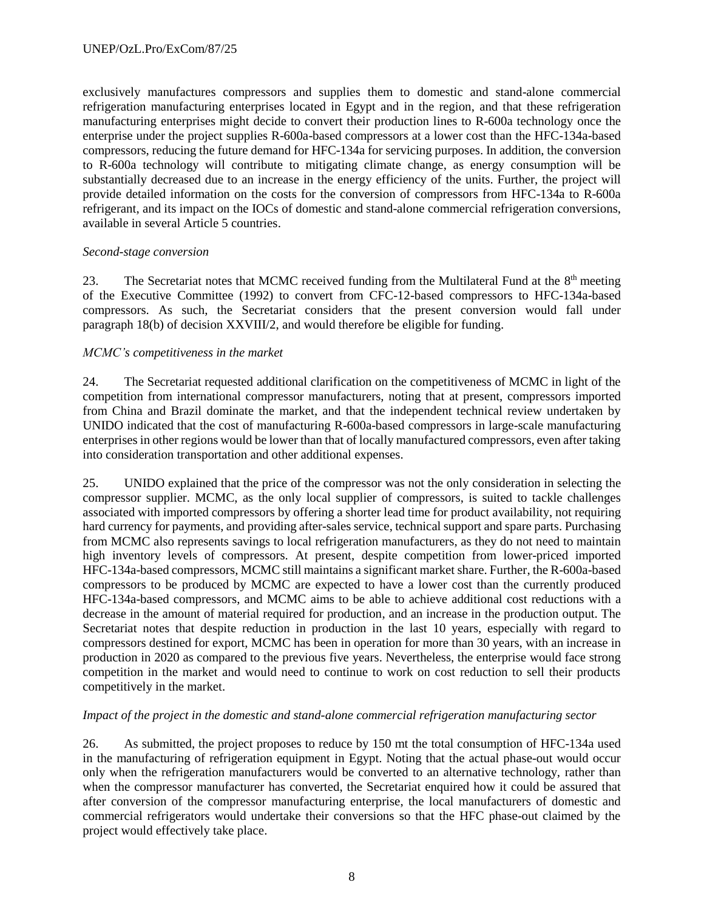exclusively manufactures compressors and supplies them to domestic and stand-alone commercial refrigeration manufacturing enterprises located in Egypt and in the region, and that these refrigeration manufacturing enterprises might decide to convert their production lines to R-600a technology once the enterprise under the project supplies R-600a-based compressors at a lower cost than the HFC-134a-based compressors, reducing the future demand for HFC-134a for servicing purposes. In addition, the conversion to R-600a technology will contribute to mitigating climate change, as energy consumption will be substantially decreased due to an increase in the energy efficiency of the units. Further, the project will provide detailed information on the costs for the conversion of compressors from HFC-134a to R-600a refrigerant, and its impact on the IOCs of domestic and stand-alone commercial refrigeration conversions, available in several Article 5 countries.

*Second-stage conversion*

23. The Secretariat notes that MCMC received funding from the Multilateral Fund at the 8th meeting of the Executive Committee (1992) to convert from CFC-12-based compressors to HFC-134a-based compressors. As such, the Secretariat considers that the present conversion would fall under paragraph 18(b) of decision XXVIII/2, and would therefore be eligible for funding.

*MCMC's competitiveness in the market*

24. The Secretariat requested additional clarification on the competitiveness of MCMC in light of the competition from international compressor manufacturers, noting that at present, compressors imported from China and Brazil dominate the market, and that the independent technical review undertaken by UNIDO indicated that the cost of manufacturing R-600a-based compressors in large-scale manufacturing enterprises in other regions would be lower than that of locally manufactured compressors, even after taking into consideration transportation and other additional expenses.

25. UNIDO explained that the price of the compressor was not the only consideration in selecting the compressor supplier. MCMC, as the only local supplier of compressors, is suited to tackle challenges associated with imported compressors by offering a shorter lead time for product availability, not requiring hard currency for payments, and providing after-sales service, technical support and spare parts. Purchasing from MCMC also represents savings to local refrigeration manufacturers, as they do not need to maintain high inventory levels of compressors. At present, despite competition from lower-priced imported HFC-134a-based compressors, MCMC still maintains a significant market share. Further, the R-600a-based compressors to be produced by MCMC are expected to have a lower cost than the currently produced HFC-134a-based compressors, and MCMC aims to be able to achieve additional cost reductions with a decrease in the amount of material required for production, and an increase in the production output. The Secretariat notes that despite reduction in production in the last 10 years, especially with regard to compressors destined for export, MCMC has been in operation for more than 30 years, with an increase in production in 2020 as compared to the previous five years. Nevertheless, the enterprise would face strong competition in the market and would need to continue to work on cost reduction to sell their products competitively in the market.

*Impact of the project in the domestic and stand-alone commercial refrigeration manufacturing sector*

26. As submitted, the project proposes to reduce by 150 mt the total consumption of HFC-134a used in the manufacturing of refrigeration equipment in Egypt. Noting that the actual phase-out would occur only when the refrigeration manufacturers would be converted to an alternative technology, rather than when the compressor manufacturer has converted, the Secretariat enquired how it could be assured that after conversion of the compressor manufacturing enterprise, the local manufacturers of domestic and commercial refrigerators would undertake their conversions so that the HFC phase-out claimed by the project would effectively take place.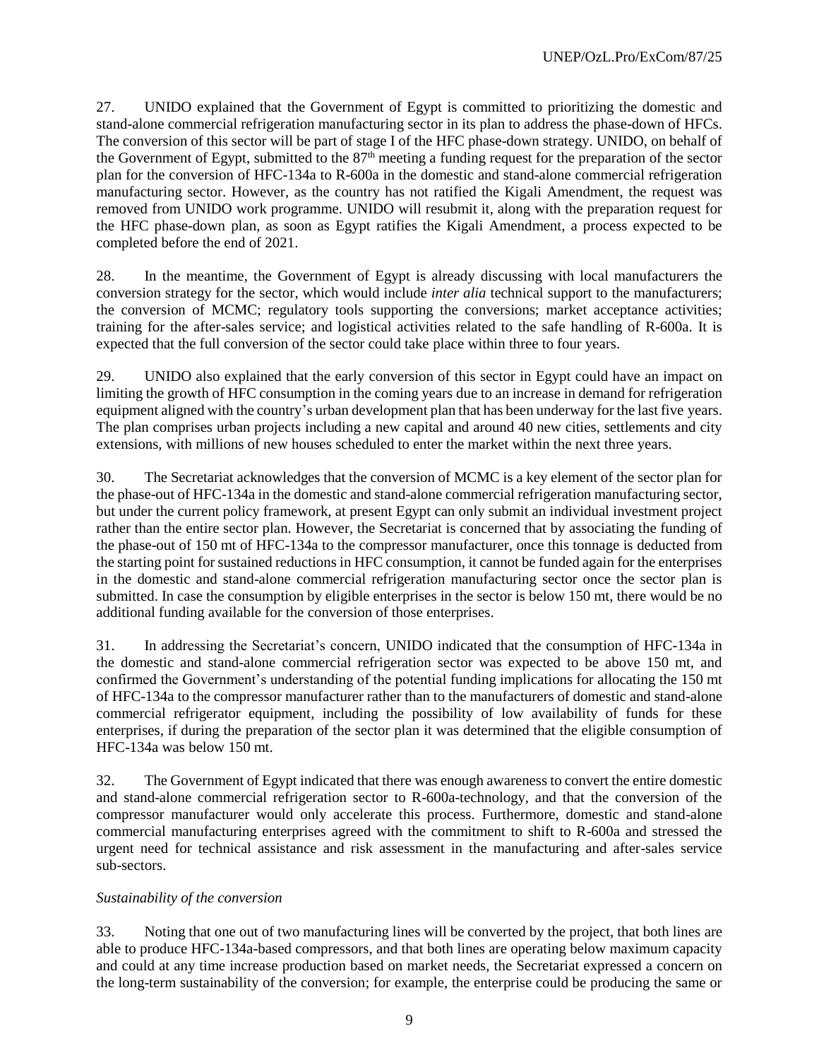27. UNIDO explained that the Government of Egypt is committed to prioritizing the domestic and stand-alone commercial refrigeration manufacturing sector in its plan to address the phase-down of HFCs. The conversion of this sector will be part of stage I of the HFC phase-down strategy. UNIDO, on behalf of the Government of Egypt, submitted to the 87th meeting a funding request for the preparation of the sector plan for the conversion of HFC-134a to R-600a in the domestic and stand-alone commercial refrigeration manufacturing sector. However, as the country has not ratified the Kigali Amendment, the request was removed from UNIDO work programme. UNIDO will resubmit it, along with the preparation request for the HFC phase-down plan, as soon as Egypt ratifies the Kigali Amendment, a process expected to be completed before the end of 2021.

28. In the meantime, the Government of Egypt is already discussing with local manufacturers the conversion strategy for the sector, which would include *inter alia* technical support to the manufacturers; the conversion of MCMC; regulatory tools supporting the conversions; market acceptance activities; training for the after-sales service; and logistical activities related to the safe handling of R-600a. It is expected that the full conversion of the sector could take place within three to four years.

29. UNIDO also explained that the early conversion of this sector in Egypt could have an impact on limiting the growth of HFC consumption in the coming years due to an increase in demand for refrigeration equipment aligned with the country's urban development plan that has been underway for the last five years. The plan comprises urban projects including a new capital and around 40 new cities, settlements and city extensions, with millions of new houses scheduled to enter the market within the next three years.

30. The Secretariat acknowledges that the conversion of MCMC is a key element of the sector plan for the phase-out of HFC-134a in the domestic and stand-alone commercial refrigeration manufacturing sector, but under the current policy framework, at present Egypt can only submit an individual investment project rather than the entire sector plan. However, the Secretariat is concerned that by associating the funding of the phase-out of 150 mt of HFC-134a to the compressor manufacturer, once this tonnage is deducted from the starting point for sustained reductions in HFC consumption, it cannot be funded again for the enterprises in the domestic and stand-alone commercial refrigeration manufacturing sector once the sector plan is submitted. In case the consumption by eligible enterprises in the sector is below 150 mt, there would be no additional funding available for the conversion of those enterprises.

31. In addressing the Secretariat's concern, UNIDO indicated that the consumption of HFC-134a in the domestic and stand-alone commercial refrigeration sector was expected to be above 150 mt, and confirmed the Government's understanding of the potential funding implications for allocating the 150 mt of HFC-134a to the compressor manufacturer rather than to the manufacturers of domestic and stand-alone commercial refrigerator equipment, including the possibility of low availability of funds for these enterprises, if during the preparation of the sector plan it was determined that the eligible consumption of HFC-134a was below 150 mt.

32. The Government of Egypt indicated that there was enough awareness to convert the entire domestic and stand-alone commercial refrigeration sector to R-600a-technology, and that the conversion of the compressor manufacturer would only accelerate this process. Furthermore, domestic and stand-alone commercial manufacturing enterprises agreed with the commitment to shift to R-600a and stressed the urgent need for technical assistance and risk assessment in the manufacturing and after-sales service sub-sectors.

*Sustainability of the conversion*

33. Noting that one out of two manufacturing lines will be converted by the project, that both lines are able to produce HFC-134a-based compressors, and that both lines are operating below maximum capacity and could at any time increase production based on market needs, the Secretariat expressed a concern on the long-term sustainability of the conversion; for example, the enterprise could be producing the same or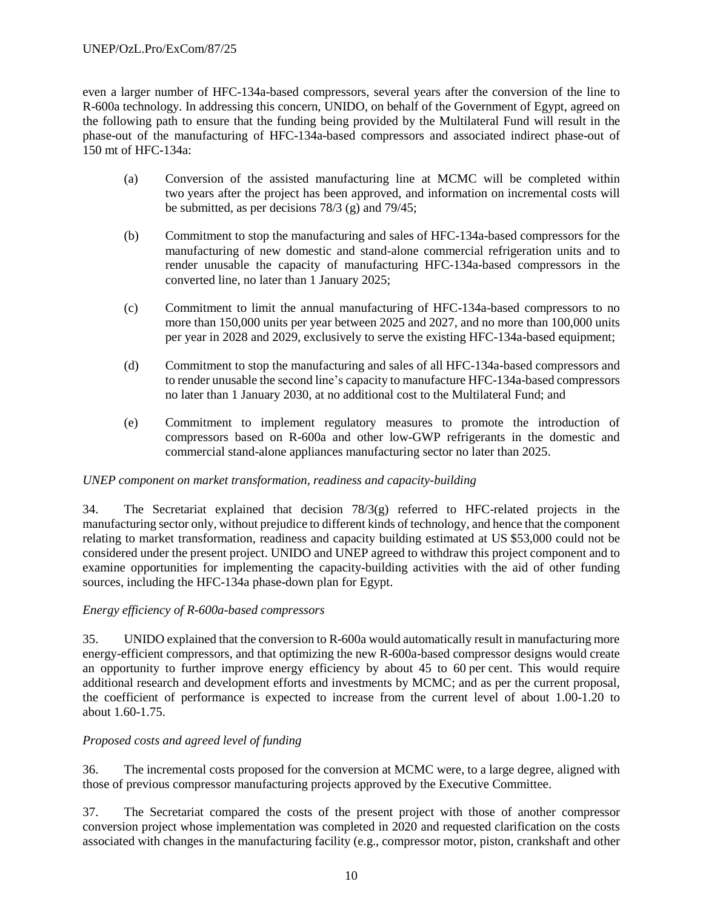even a larger number of HFC-134a-based compressors, several years after the conversion of the line to R-600a technology. In addressing this concern, UNIDO, on behalf of the Government of Egypt, agreed on the following path to ensure that the funding being provided by the Multilateral Fund will result in the phase-out of the manufacturing of HFC-134a-based compressors and associated indirect phase-out of 150 mt of HFC-134a:

(a) Conversion of the assisted manufacturing line at MCMC will be completed within two years after the project has been approved, and information on incremental costs will be submitted, as per decisions 78/3 (g) and 79/45;

(b) Commitment to stop the manufacturing and sales of HFC-134a-based compressors for the manufacturing of new domestic and stand-alone commercial refrigeration units and to render unusable the capacity of manufacturing HFC-134a-based compressors in the converted line, no later than 1 January 2025;

(c) Commitment to limit the annual manufacturing of HFC-134a-based compressors to no more than 150,000 units per year between 2025 and 2027, and no more than 100,000 units per year in 2028 and 2029, exclusively to serve the existing HFC-134a-based equipment;

(d) Commitment to stop the manufacturing and sales of all HFC-134a-based compressors and to render unusable the second line's capacity to manufacture HFC-134a-based compressors no later than 1 January 2030, at no additional cost to the Multilateral Fund; and

(e) Commitment to implement regulatory measures to promote the introduction of compressors based on R-600a and other low-GWP refrigerants in the domestic and commercial stand-alone appliances manufacturing sector no later than 2025.

*UNEP component on market transformation, readiness and capacity-building*

34. The Secretariat explained that decision 78/3(g) referred to HFC-related projects in the manufacturing sector only, without prejudice to different kinds of technology, and hence that the component relating to market transformation, readiness and capacity building estimated at US $53,000 could not be considered under the present project. UNIDO and UNEP agreed to withdraw this project component and to examine opportunities for implementing the capacity-building activities with the aid of other funding sources, including the HFC-134a phase-down plan for Egypt.

*Energy efficiency of R-600a-based compressors*

35. UNIDO explained that the conversion to R-600a would automatically result in manufacturing more energy-efficient compressors, and that optimizing the new R-600a-based compressor designs would create an opportunity to further improve energy efficiency by about 45 to 60 per cent. This would require additional research and development efforts and investments by MCMC; and as per the current proposal, the coefficient of performance is expected to increase from the current level of about 1.00-1.20 to about 1.60-1.75.

*Proposed costs and agreed level of funding*

36. The incremental costs proposed for the conversion at MCMC were, to a large degree, aligned with those of previous compressor manufacturing projects approved by the Executive Committee.

37. The Secretariat compared the costs of the present project with those of another compressor conversion project whose implementation was completed in 2020 and requested clarification on the costs associated with changes in the manufacturing facility (e.g., compressor motor, piston, crankshaft and other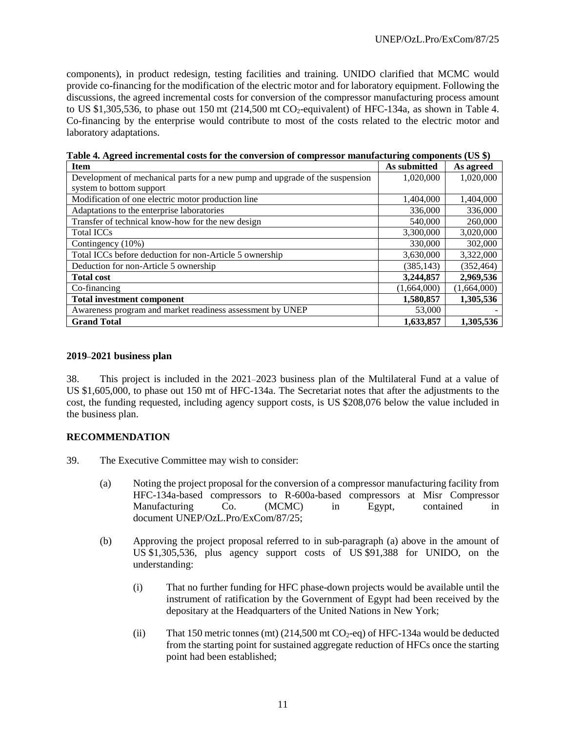components), in product redesign, testing facilities and training. UNIDO clarified that MCMC would provide co-financing for the modification of the electric motor and for laboratory equipment. Following the discussions, the agreed incremental costs for conversion of the compressor manufacturing process amount to US $1,305,536, to phase out 150 mt (214,500 mt $CO_2$-equivalent) of HFC-134a, as shown in Table 4. Co-financing by the enterprise would contribute to most of the costs related to the electric motor and laboratory adaptations.

**Table 4. Agreed incremental costs for the conversion of compressor manufacturing components (US $)**

| Item | As submitted | As agreed |
|---|---|---|
| Development of mechanical parts for a new pump and upgrade of the suspension system to bottom support | 1,020,000 | 1,020,000 |
| Modification of one electric motor production line | 1,404,000 | 1,404,000 |
| Adaptations to the enterprise laboratories | 336,000 | 336,000 |
| Transfer of technical know-how for the new design | 540,000 | 260,000 |
| Total ICCs | 3,300,000 | 3,020,000 |
| Contingency (10%) | 330,000 | 302,000 |
| Total ICCs before deduction for non-Article 5 ownership | 3,630,000 | 3,322,000 |
| Deduction for non-Article 5 ownership | (385,143) | (352,464) |
| **Total cost** | **3,244,857** | **2,969,536** |
| Co-financing | (1,664,000) | (1,664,000) |
| **Total investment component** | **1,580,857** | **1,305,536** |
| Awareness program and market readiness assessment by UNEP | 53,000 | - |
| **Grand Total** | **1,633,857** | **1,305,536** |

**2019–2021 business plan**

38. This project is included in the 2021–2023 business plan of the Multilateral Fund at a value of US $1,605,000, to phase out 150 mt of HFC-134a. The Secretariat notes that after the adjustments to the cost, the funding requested, including agency support costs, is US $208,076 below the value included in the business plan.

**RECOMMENDATION**

39. The Executive Committee may wish to consider:

(a) Noting the project proposal for the conversion of a compressor manufacturing facility from HFC-134a-based compressors to R-600a-based compressors at Misr Compressor Manufacturing Co. (MCMC) in Egypt, contained in document UNEP/OzL.Pro/ExCom/87/25;

(b) Approving the project proposal referred to in sub-paragraph (a) above in the amount of US $1,305,536, plus agency support costs of US $91,388 for UNIDO, on the understanding:

(i) That no further funding for HFC phase-down projects would be available until the instrument of ratification by the Government of Egypt had been received by the depositary at the Headquarters of the United Nations in New York;

(ii) That 150 metric tonnes (mt) (214,500 mt $CO_2$-eq) of HFC-134a would be deducted from the starting point for sustained aggregate reduction of HFCs once the starting point had been established;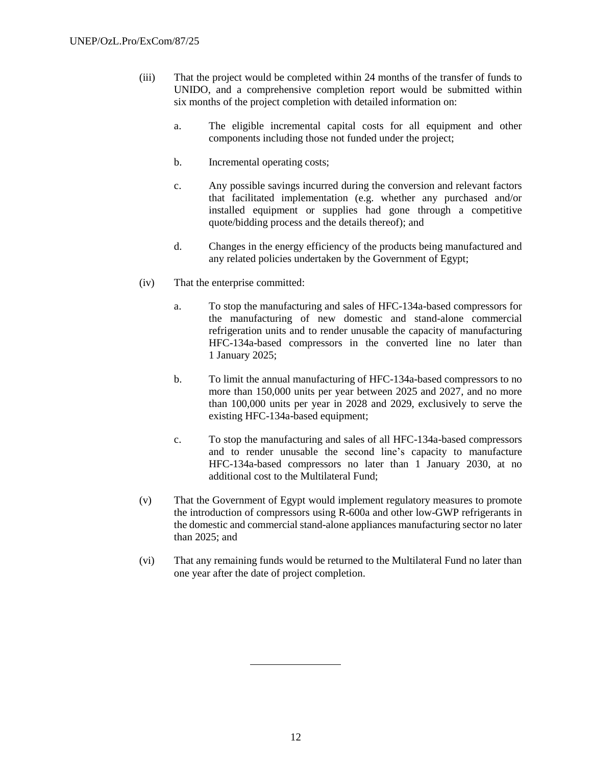(iii) That the project would be completed within 24 months of the transfer of funds to UNIDO, and a comprehensive completion report would be submitted within six months of the project completion with detailed information on:

  a. The eligible incremental capital costs for all equipment and other components including those not funded under the project;

  b. Incremental operating costs;

  c. Any possible savings incurred during the conversion and relevant factors that facilitated implementation (e.g. whether any purchased and/or installed equipment or supplies had gone through a competitive quote/bidding process and the details thereof); and

  d. Changes in the energy efficiency of the products being manufactured and any related policies undertaken by the Government of Egypt;

(iv) That the enterprise committed:

  a. To stop the manufacturing and sales of HFC-134a-based compressors for the manufacturing of new domestic and stand-alone commercial refrigeration units and to render unusable the capacity of manufacturing HFC-134a-based compressors in the converted line no later than 1 January 2025;

  b. To limit the annual manufacturing of HFC-134a-based compressors to no more than 150,000 units per year between 2025 and 2027, and no more than 100,000 units per year in 2028 and 2029, exclusively to serve the existing HFC-134a-based equipment;

  c. To stop the manufacturing and sales of all HFC-134a-based compressors and to render unusable the second line's capacity to manufacture HFC-134a-based compressors no later than 1 January 2030, at no additional cost to the Multilateral Fund;

(v) That the Government of Egypt would implement regulatory measures to promote the introduction of compressors using R-600a and other low-GWP refrigerants in the domestic and commercial stand-alone appliances manufacturing sector no later than 2025; and

(vi) That any remaining funds would be returned to the Multilateral Fund no later than one year after the date of project completion.